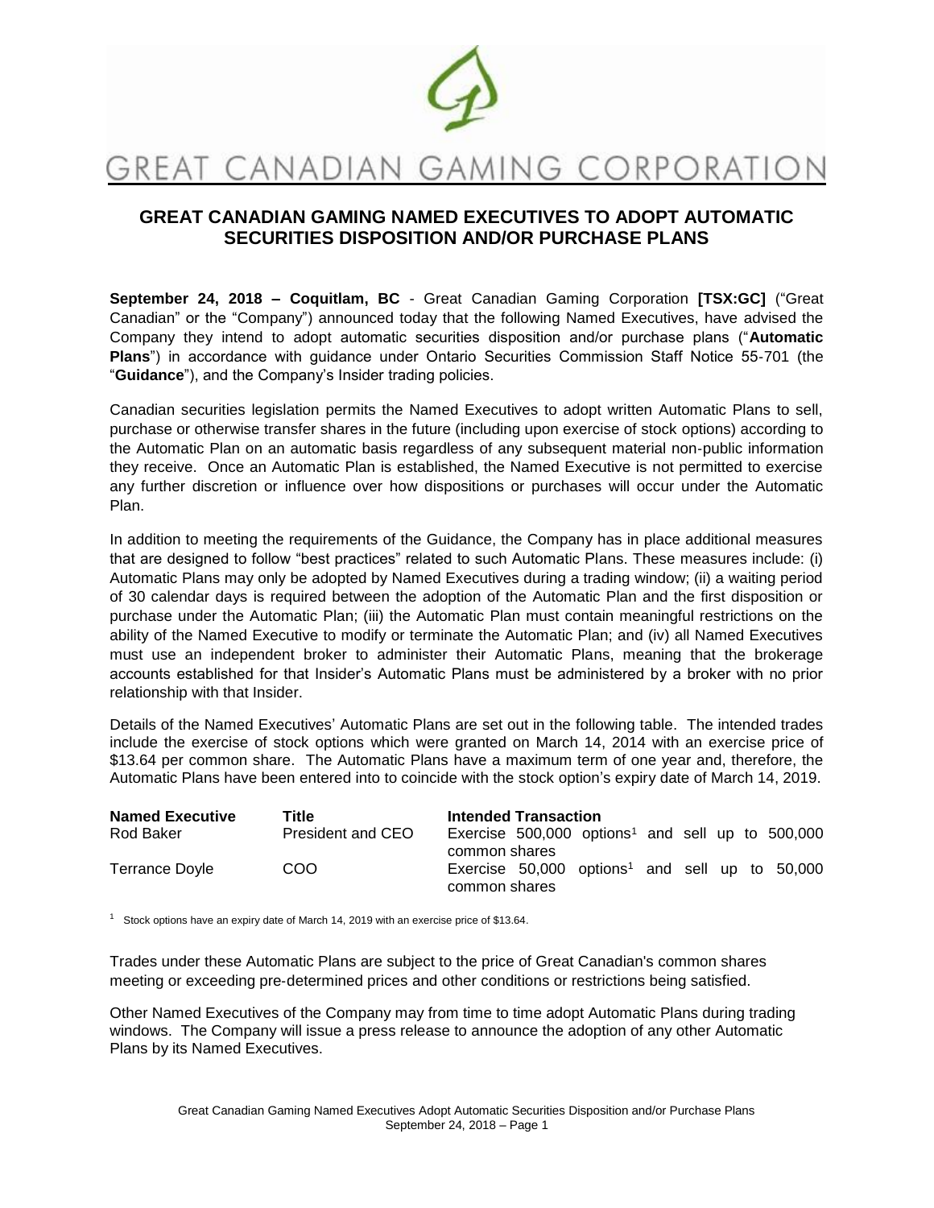# GREAT CANADIAN GAMING CORPORATION

## GREAT CANADIAN GAMING NAMED EXECUTIVES TO ADOPT AUTOMATIC SECURITIES DISPOSITION AND/OR PURCHASE PLANS

**September 24, 2018 – Coquitlam, BC** - Great Canadian Gaming Corporation **[TSX:GC]** ("Great Canadian" or the "Company") announced today that the following Named Executives, have advised the Company they intend to adopt automatic securities disposition and/or purchase plans ("**Automatic Plans**") in accordance with guidance under Ontario Securities Commission Staff Notice 55-701 (the "**Guidance**"), and the Company's Insider trading policies.

Canadian securities legislation permits the Named Executives to adopt written Automatic Plans to sell, purchase or otherwise transfer shares in the future (including upon exercise of stock options) according to the Automatic Plan on an automatic basis regardless of any subsequent material non-public information they receive. Once an Automatic Plan is established, the Named Executive is not permitted to exercise any further discretion or influence over how dispositions or purchases will occur under the Automatic Plan.

In addition to meeting the requirements of the Guidance, the Company has in place additional measures that are designed to follow "best practices" related to such Automatic Plans. These measures include: (i) Automatic Plans may only be adopted by Named Executives during a trading window; (ii) a waiting period of 30 calendar days is required between the adoption of the Automatic Plan and the first disposition or purchase under the Automatic Plan; (iii) the Automatic Plan must contain meaningful restrictions on the ability of the Named Executive to modify or terminate the Automatic Plan; and (iv) all Named Executives must use an independent broker to administer their Automatic Plans, meaning that the brokerage accounts established for that Insider's Automatic Plans must be administered by a broker with no prior relationship with that Insider.

Details of the Named Executives' Automatic Plans are set out in the following table. The intended trades include the exercise of stock options which were granted on March 14, 2014 with an exercise price of \$13.64 per common share. The Automatic Plans have a maximum term of one year and, therefore, the Automatic Plans have been entered into to coincide with the stock option's expiry date of March 14, 2019.

| Named Executive | Title | Intended Transaction |
|---|---|---|
| Rod Baker | President and CEO | Exercise 500,000 options[1] and sell up to 500,000 common shares |
| Terrance Doyle | COO | Exercise 50,000 options[1] and sell up to 50,000 common shares |

[1] Stock options have an expiry date of March 14, 2019 with an exercise price of \$13.64.

Trades under these Automatic Plans are subject to the price of Great Canadian's common shares meeting or exceeding pre-determined prices and other conditions or restrictions being satisfied.

Other Named Executives of the Company may from time to time adopt Automatic Plans during trading windows. The Company will issue a press release to announce the adoption of any other Automatic Plans by its Named Executives.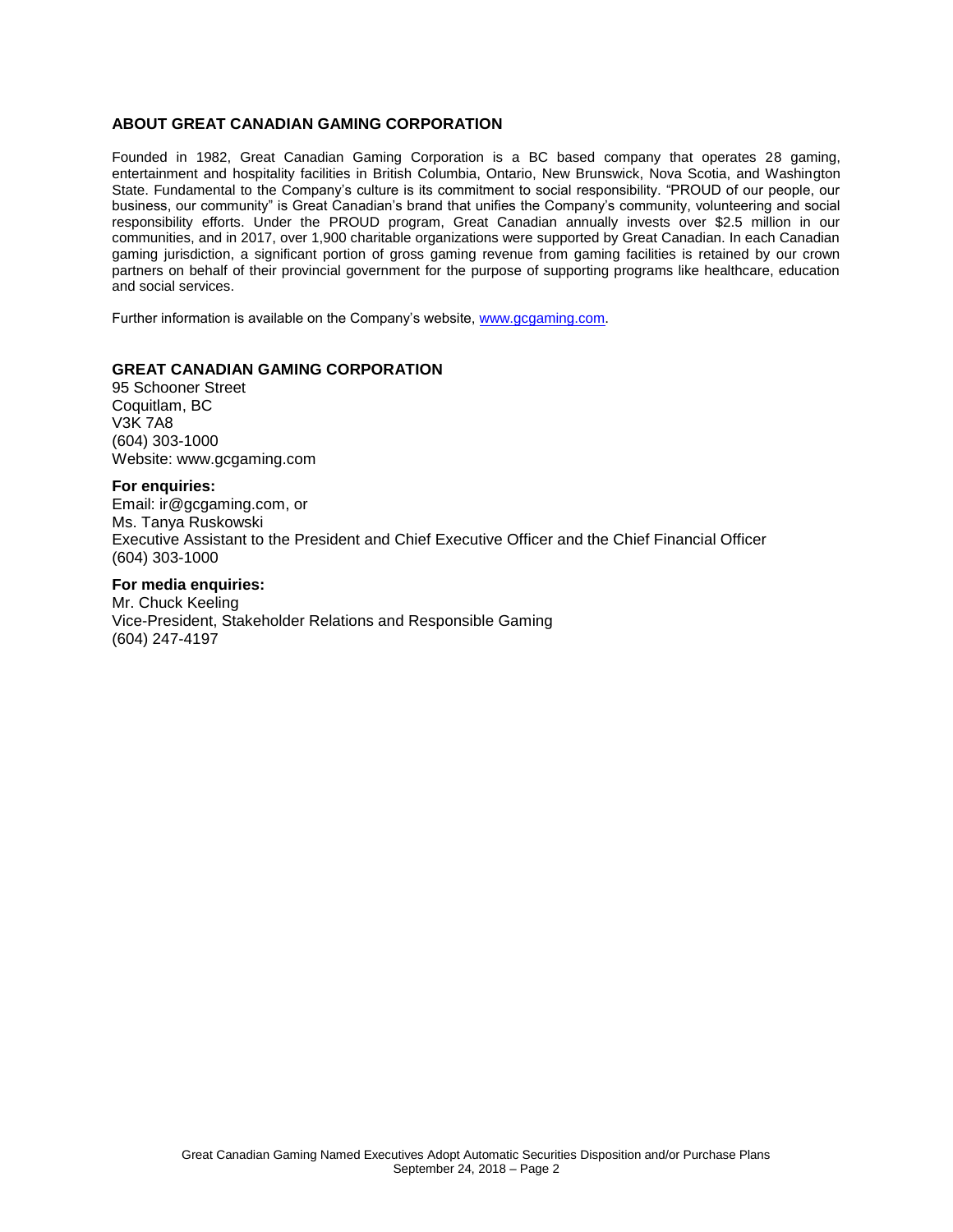## ABOUT GREAT CANADIAN GAMING CORPORATION

Founded in 1982, Great Canadian Gaming Corporation is a BC based company that operates 28 gaming, entertainment and hospitality facilities in British Columbia, Ontario, New Brunswick, Nova Scotia, and Washington State. Fundamental to the Company's culture is its commitment to social responsibility. "PROUD of our people, our business, our community" is Great Canadian's brand that unifies the Company's community, volunteering and social responsibility efforts. Under the PROUD program, Great Canadian annually invests over $2.5 million in our communities, and in 2017, over 1,900 charitable organizations were supported by Great Canadian. In each Canadian gaming jurisdiction, a significant portion of gross gaming revenue from gaming facilities is retained by our crown partners on behalf of their provincial government for the purpose of supporting programs like healthcare, education and social services.

Further information is available on the Company's website, www.gcgaming.com.

**GREAT CANADIAN GAMING CORPORATION**
95 Schooner Street
Coquitlam, BC
V3K 7A8
(604) 303-1000
Website: www.gcgaming.com

**For enquiries:**
Email: ir@gcgaming.com, or
Ms. Tanya Ruskowski
Executive Assistant to the President and Chief Executive Officer and the Chief Financial Officer
(604) 303-1000

**For media enquiries:**
Mr. Chuck Keeling
Vice-President, Stakeholder Relations and Responsible Gaming
(604) 247-4197